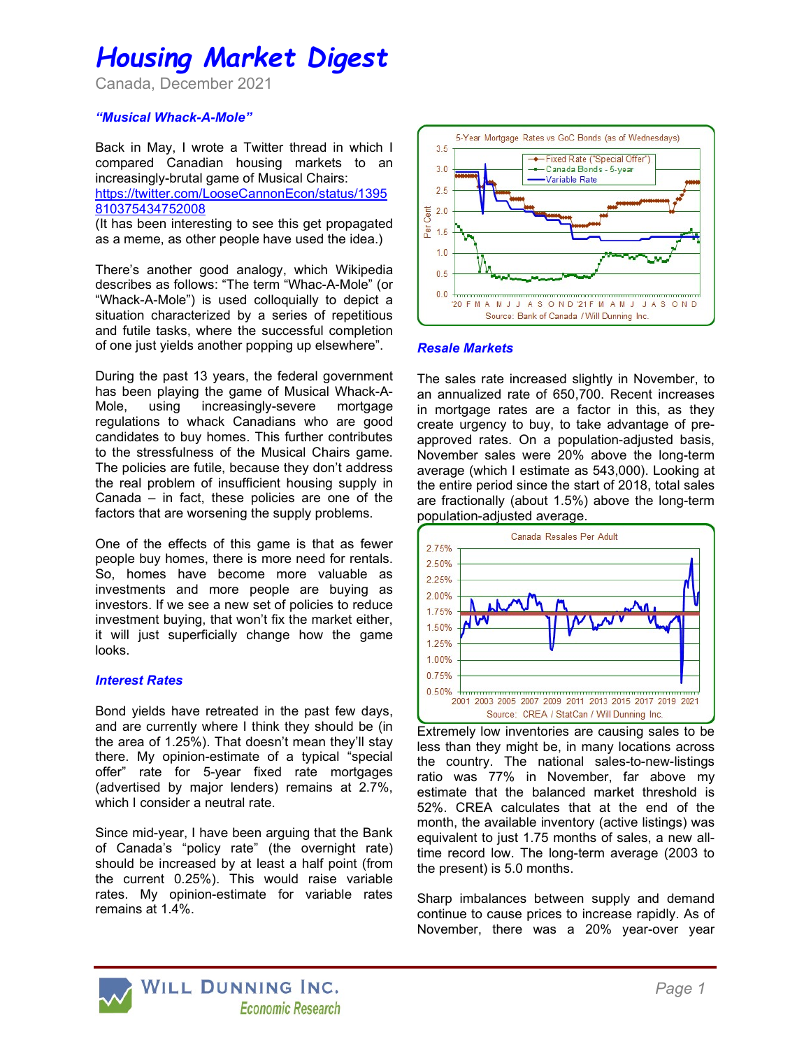# Housing Market Digest

Canada, December 2021

### *"Musical Whack-A-Mole"*

Back in May, I wrote a Twitter thread in which I compared Canadian housing markets to an increasingly-brutal game of Musical Chairs: https://twitter.com/LooseCannonEcon/status/1395810375434752008
(It has been interesting to see this get propagated as a meme, as other people have used the idea.)

There's another good analogy, which Wikipedia describes as follows: "The term "Whac-A-Mole" (or "Whack-A-Mole") is used colloquially to depict a situation characterized by a series of repetitious and futile tasks, where the successful completion of one just yields another popping up elsewhere".

During the past 13 years, the federal government has been playing the game of Musical Whack-A-Mole, using increasingly-severe mortgage regulations to whack Canadians who are good candidates to buy homes. This further contributes to the stressfulness of the Musical Chairs game. The policies are futile, because they don't address the real problem of insufficient housing supply in Canada – in fact, these policies are one of the factors that are worsening the supply problems.

One of the effects of this game is that as fewer people buy homes, there is more need for rentals. So, homes have become more valuable as investments and more people are buying as investors. If we see a new set of policies to reduce investment buying, that won't fix the market either, it will just superficially change how the game looks.

### *Interest Rates*

Bond yields have retreated in the past few days, and are currently where I think they should be (in the area of 1.25%). That doesn't mean they'll stay there. My opinion-estimate of a typical "special offer" rate for 5-year fixed rate mortgages (advertised by major lenders) remains at 2.7%, which I consider a neutral rate.

Since mid-year, I have been arguing that the Bank of Canada's "policy rate" (the overnight rate) should be increased by at least a half point (from the current 0.25%). This would raise variable rates. My opinion-estimate for variable rates remains at 1.4%.

5-Year Mortgage Rates vs GoC Bonds (as of Wednesdays)

Source: Bank of Canada / Will Dunning Inc.

### *Resale Markets*

The sales rate increased slightly in November, to an annualized rate of 650,700. Recent increases in mortgage rates are a factor in this, as they create urgency to buy, to take advantage of pre-approved rates. On a population-adjusted basis, November sales were 20% above the long-term average (which I estimate as 543,000). Looking at the entire period since the start of 2018, total sales are fractionally (about 1.5%) above the long-term population-adjusted average.

Canada Resales Per Adult

Source: CREA / StatCan / Will Dunning Inc.

Extremely low inventories are causing sales to be less than they might be, in many locations across the country. The national sales-to-new-listings ratio was 77% in November, far above my estimate that the balanced market threshold is 52%. CREA calculates that at the end of the month, the available inventory (active listings) was equivalent to just 1.75 months of sales, a new all-time record low. The long-term average (2003 to the present) is 5.0 months.

Sharp imbalances between supply and demand continue to cause prices to increase rapidly. As of November, there was a 20% year-over year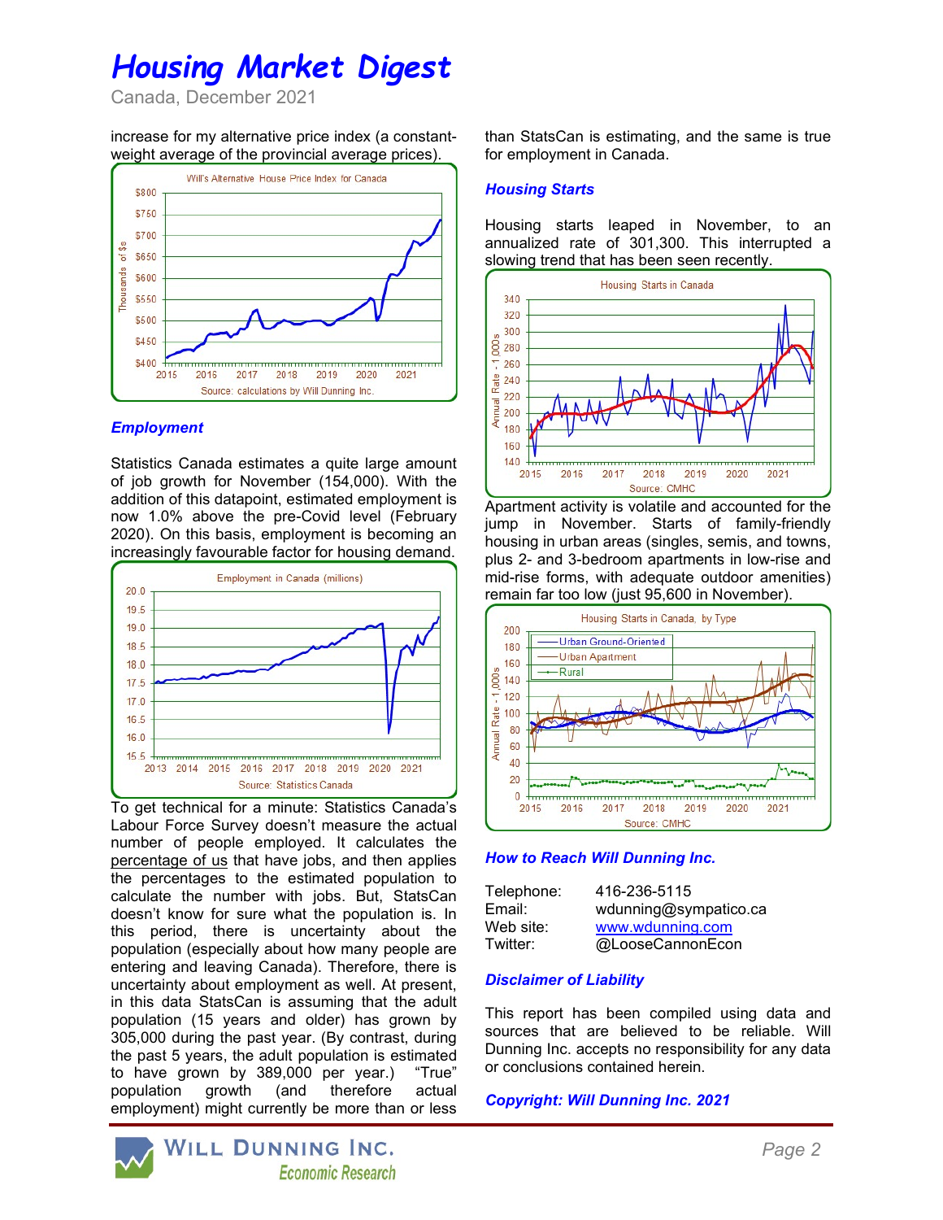# Housing Market Digest

Canada, December 2021

increase for my alternative price index (a constant-weight average of the provincial average prices).

Will's Alternative House Price Index for Canada

$800
$750
$700
$650
$600
$550
$500
$450
$400

Thousands of $s

2015 2016 2017 2018 2019 2020 2021

Source: calculations by Will Dunning Inc.

### Employment

Statistics Canada estimates a quite large amount of job growth for November (154,000). With the addition of this datapoint, estimated employment is now 1.0% above the pre-Covid level (February 2020). On this basis, employment is becoming an increasingly favourable factor for housing demand.

Employment in Canada (millions)

20.0
19.5
19.0
18.5
18.0
17.5
17.0
16.5
16.0
15.5

2013 2014 2015 2016 2017 2018 2019 2020 2021

Source: Statistics Canada

To get technical for a minute: Statistics Canada's Labour Force Survey doesn't measure the actual number of people employed. It calculates the percentage of us that have jobs, and then applies the percentages to the estimated population to calculate the number with jobs. But, StatsCan doesn't know for sure what the population is. In this period, there is uncertainty about the population (especially about how many people are entering and leaving Canada). Therefore, there is uncertainty about employment as well. At present, in this data StatsCan is assuming that the adult population (15 years and older) has grown by 305,000 during the past year. (By contrast, during the past 5 years, the adult population is estimated to have grown by 389,000 per year.) "True" population growth (and therefore actual employment) might currently be more than or less than StatsCan is estimating, and the same is true for employment in Canada.

### Housing Starts

Housing starts leaped in November, to an annualized rate of 301,300. This interrupted a slowing trend that has been seen recently.

Housing Starts in Canada

340
320
300
280
260
240
220
200
180
160
140

Annual Rate - 1,000s

2015 2016 2017 2018 2019 2020 2021

Source: CMHC

Apartment activity is volatile and accounted for the jump in November. Starts of family-friendly housing in urban areas (singles, semis, and towns, plus 2- and 3-bedroom apartments in low-rise and mid-rise forms, with adequate outdoor amenities) remain far too low (just 95,600 in November).

Housing Starts in Canada, by Type

Urban Ground-Oriented
Urban Apartment
Rural

200
180
160
140
120
100
80
60
40
20
0

Annual Rate - 1,000s

2015 2016 2017 2018 2019 2020 2021

Source: CMHC

### How to Reach Will Dunning Inc.

Telephone: 416-236-5115
Email: wdunning@sympatico.ca
Web site: www.wdunning.com
Twitter: @LooseCannonEcon

### Disclaimer of Liability

This report has been compiled using data and sources that are believed to be reliable. Will Dunning Inc. accepts no responsibility for any data or conclusions contained herein.

### Copyright: Will Dunning Inc. 2021

WILL DUNNING INC.
Economic Research